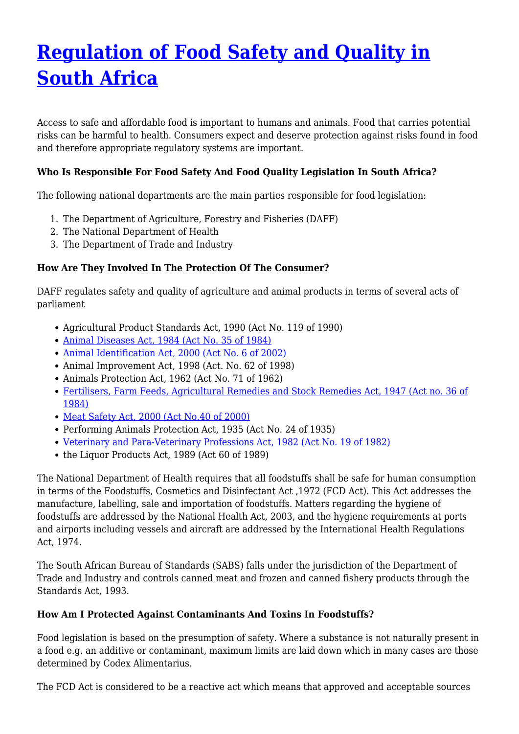# Regulation of Food Safety and Quality in South Africa

Access to safe and affordable food is important to humans and animals. Food that carries potential risks can be harmful to health. Consumers expect and deserve protection against risks found in food and therefore appropriate regulatory systems are important.

### Who Is Responsible For Food Safety And Food Quality Legislation In South Africa?

The following national departments are the main parties responsible for food legislation:

1. The Department of Agriculture, Forestry and Fisheries (DAFF)
2. The National Department of Health
3. The Department of Trade and Industry

### How Are They Involved In The Protection Of The Consumer?

DAFF regulates safety and quality of agriculture and animal products in terms of several acts of parliament

- Agricultural Product Standards Act, 1990 (Act No. 119 of 1990)
- Animal Diseases Act, 1984 (Act No. 35 of 1984)
- Animal Identification Act, 2000 (Act No. 6 of 2002)
- Animal Improvement Act, 1998 (Act. No. 62 of 1998)
- Animals Protection Act, 1962 (Act No. 71 of 1962)
- Fertilisers, Farm Feeds, Agricultural Remedies and Stock Remedies Act, 1947 (Act no. 36 of 1984)
- Meat Safety Act, 2000 (Act No.40 of 2000)
- Performing Animals Protection Act, 1935 (Act No. 24 of 1935)
- Veterinary and Para-Veterinary Professions Act, 1982 (Act No. 19 of 1982)
- the Liquor Products Act, 1989 (Act 60 of 1989)

The National Department of Health requires that all foodstuffs shall be safe for human consumption in terms of the Foodstuffs, Cosmetics and Disinfectant Act ,1972 (FCD Act). This Act addresses the manufacture, labelling, sale and importation of foodstuffs. Matters regarding the hygiene of foodstuffs are addressed by the National Health Act, 2003, and the hygiene requirements at ports and airports including vessels and aircraft are addressed by the International Health Regulations Act, 1974.

The South African Bureau of Standards (SABS) falls under the jurisdiction of the Department of Trade and Industry and controls canned meat and frozen and canned fishery products through the Standards Act, 1993.

### How Am I Protected Against Contaminants And Toxins In Foodstuffs?

Food legislation is based on the presumption of safety. Where a substance is not naturally present in a food e.g. an additive or contaminant, maximum limits are laid down which in many cases are those determined by Codex Alimentarius.

The FCD Act is considered to be a reactive act which means that approved and acceptable sources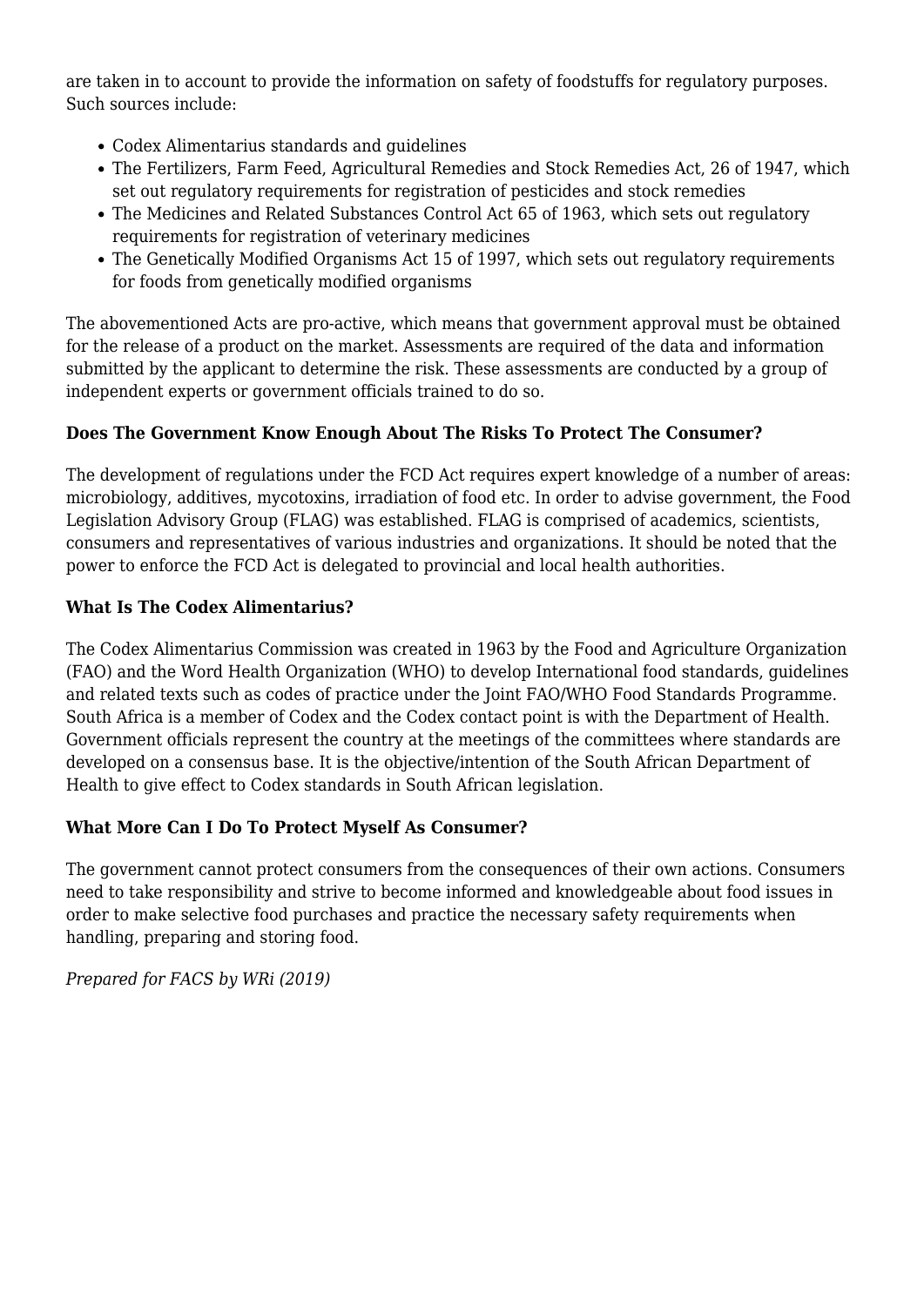are taken in to account to provide the information on safety of foodstuffs for regulatory purposes. Such sources include:

- Codex Alimentarius standards and guidelines
- The Fertilizers, Farm Feed, Agricultural Remedies and Stock Remedies Act, 26 of 1947, which set out regulatory requirements for registration of pesticides and stock remedies
- The Medicines and Related Substances Control Act 65 of 1963, which sets out regulatory requirements for registration of veterinary medicines
- The Genetically Modified Organisms Act 15 of 1997, which sets out regulatory requirements for foods from genetically modified organisms

The abovementioned Acts are pro-active, which means that government approval must be obtained for the release of a product on the market. Assessments are required of the data and information submitted by the applicant to determine the risk. These assessments are conducted by a group of independent experts or government officials trained to do so.

**Does The Government Know Enough About The Risks To Protect The Consumer?**

The development of regulations under the FCD Act requires expert knowledge of a number of areas: microbiology, additives, mycotoxins, irradiation of food etc. In order to advise government, the Food Legislation Advisory Group (FLAG) was established. FLAG is comprised of academics, scientists, consumers and representatives of various industries and organizations. It should be noted that the power to enforce the FCD Act is delegated to provincial and local health authorities.

**What Is The Codex Alimentarius?**

The Codex Alimentarius Commission was created in 1963 by the Food and Agriculture Organization (FAO) and the Word Health Organization (WHO) to develop International food standards, guidelines and related texts such as codes of practice under the Joint FAO/WHO Food Standards Programme. South Africa is a member of Codex and the Codex contact point is with the Department of Health. Government officials represent the country at the meetings of the committees where standards are developed on a consensus base. It is the objective/intention of the South African Department of Health to give effect to Codex standards in South African legislation.

**What More Can I Do To Protect Myself As Consumer?**

The government cannot protect consumers from the consequences of their own actions. Consumers need to take responsibility and strive to become informed and knowledgeable about food issues in order to make selective food purchases and practice the necessary safety requirements when handling, preparing and storing food.

*Prepared for FACS by WRi (2019)*